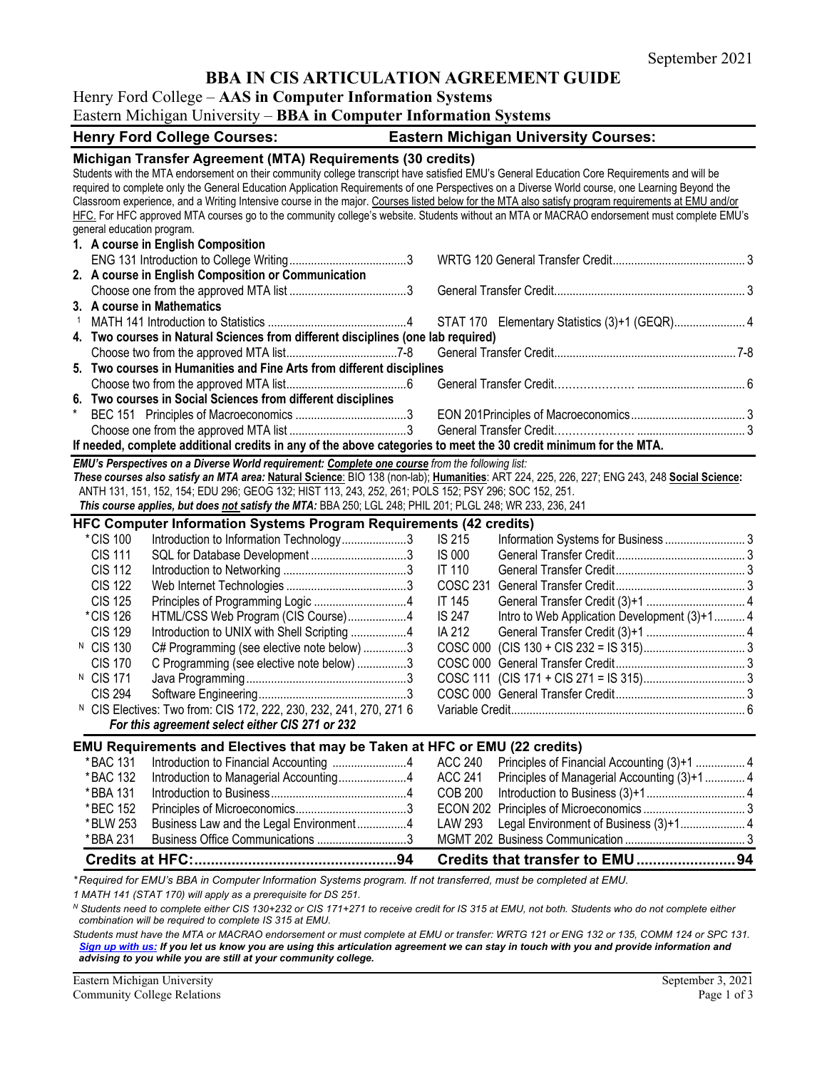September 2021

# BBA IN CIS ARTICULATION AGREEMENT GUIDE

Henry Ford College – **AAS in Computer Information Systems**

Eastern Michigan University – **BBA in Computer Information Systems**

| Henry Ford College Courses: | | | Eastern Michigan University Courses: | | |
|---|---|---|---|---|---|

## Michigan Transfer Agreement (MTA) Requirements (30 credits)

Students with the MTA endorsement on their community college transcript have satisfied EMU's General Education Core Requirements and will be required to complete only the General Education Application Requirements of one Perspectives on a Diverse World course, one Learning Beyond the Classroom experience, and a Writing Intensive course in the major. Courses listed below for the MTA also satisfy program requirements at EMU and/or HFC. For HFC approved MTA courses go to the community college's website. Students without an MTA or MACRAO endorsement must complete EMU's general education program.

**1. A course in English Composition**

| HFC | Credits | EMU | Credits |
|---|---|---|---|
| ENG 131 Introduction to College Writing | 3 | WRTG 120 General Transfer Credit | 3 |

**2. A course in English Composition or Communication**

| HFC | Credits | EMU | Credits |
|---|---|---|---|
| Choose one from the approved MTA list | 3 | General Transfer Credit | 3 |

**3. A course in Mathematics**

| HFC | Credits | EMU | Credits |
|---|---|---|---|
| [1] MATH 141 Introduction to Statistics | 4 | STAT 170 Elementary Statistics (3)+1 (GEQR) | 4 |

**4. Two courses in Natural Sciences from different disciplines (one lab required)**

| HFC | Credits | EMU | Credits |
|---|---|---|---|
| Choose two from the approved MTA list | 7-8 | General Transfer Credit | 7-8 |

**5. Two courses in Humanities and Fine Arts from different disciplines**

| HFC | Credits | EMU | Credits |
|---|---|---|---|
| Choose two from the approved MTA list | 6 | General Transfer Credit | 6 |

**6. Two courses in Social Sciences from different disciplines**

| HFC | Credits | EMU | Credits |
|---|---|---|---|
| * BEC 151 Principles of Macroeconomics | 3 | EON 201 Principles of Macroeconomics | 3 |
| Choose one from the approved MTA list | 3 | General Transfer Credit | 3 |

**If needed, complete additional credits in any of the above categories to meet the 30 credit minimum for the MTA.**

***EMU's Perspectives on a Diverse World requirement: Complete one course** from the following list:*
***These courses also satisfy an MTA area:*** **Natural Science**: BIO 138 (non-lab); **Humanities**: ART 224, 225, 226, 227; ENG 243, 248 **Social Science:** ANTH 131, 151, 152, 154; EDU 296; GEOG 132; HIST 113, 243, 252, 261; POLS 152; PSY 296; SOC 152, 251.
***This course applies, but does not satisfy the MTA:*** BBA 250; LGL 248; PHIL 201; PLGL 248; WR 233, 236, 241

## HFC Computer Information Systems Program Requirements (42 credits)

| HFC Course | Title | Credits | EMU Course | Title | Credits |
|---|---|---|---|---|---|
| *CIS 100 | Introduction to Information Technology | 3 | IS 215 | Information Systems for Business | 3 |
| CIS 111 | SQL for Database Development | 3 | IS 000 | General Transfer Credit | 3 |
| CIS 112 | Introduction to Networking | 3 | IT 110 | General Transfer Credit | 3 |
| CIS 122 | Web Internet Technologies | 3 | COSC 231 | General Transfer Credit | 3 |
| CIS 125 | Principles of Programming Logic | 4 | IT 145 | General Transfer Credit (3)+1 | 4 |
| *CIS 126 | HTML/CSS Web Program (CIS Course) | 4 | IS 247 | Intro to Web Application Development (3)+1 | 4 |
| CIS 129 | Introduction to UNIX with Shell Scripting | 4 | IA 212 | General Transfer Credit (3)+1 | 4 |
| N CIS 130 | C# Programming (see elective note below) | 3 | COSC 000 | (CIS 130 + CIS 232 = IS 315) | 3 |
| CIS 170 | C Programming (see elective note below) | 3 | COSC 000 | General Transfer Credit | 3 |
| N CIS 171 | Java Programming | 3 | COSC 111 | (CIS 171 + CIS 271 = IS 315) | 3 |
| CIS 294 | Software Engineering | 3 | COSC 000 | General Transfer Credit | 3 |
| N CIS Electives: Two from: CIS 172, 222, 230, 232, 241, 270, 271 | | 6 | Variable Credit | | 6 |
| ***For this agreement select either CIS 271 or 232*** | | | | | |

## EMU Requirements and Electives that may be Taken at HFC or EMU (22 credits)

| HFC Course | Title | Credits | EMU Course | Title | Credits |
|---|---|---|---|---|---|
| *BAC 131 | Introduction to Financial Accounting | 4 | ACC 240 | Principles of Financial Accounting (3)+1 | 4 |
| *BAC 132 | Introduction to Managerial Accounting | 4 | ACC 241 | Principles of Managerial Accounting (3)+1 | 4 |
| *BBA 131 | Introduction to Business | 4 | COB 200 | Introduction to Business (3)+1 | 4 |
| *BEC 152 | Principles of Microeconomics | 3 | ECON 202 | Principles of Microeconomics | 3 |
| *BLW 253 | Business Law and the Legal Environment | 4 | LAW 293 | Legal Environment of Business (3)+1 | 4 |
| *BBA 231 | Business Office Communications | 3 | MGMT 202 | Business Communication | 3 |
| **Credits at HFC:** | | **94** | **Credits that transfer to EMU** | | **94** |

*\*Required for EMU's BBA in Computer Information Systems program. If not transferred, must be completed at EMU.*

*1 MATH 141 (STAT 170) will apply as a prerequisite for DS 251.*

*N Students need to complete either CIS 130+232 or CIS 171+271 to receive credit for IS 315 at EMU, not both. Students who do not complete either combination will be required to complete IS 315 at EMU.*

*Students must have the MTA or MACRAO endorsement or must complete at EMU or transfer: WRTG 121 or ENG 132 or 135, COMM 124 or SPC 131.*

***Sign up with us:** If you let us know you are using this articulation agreement we can stay in touch with you and provide information and advising to you while you are still at your community college.*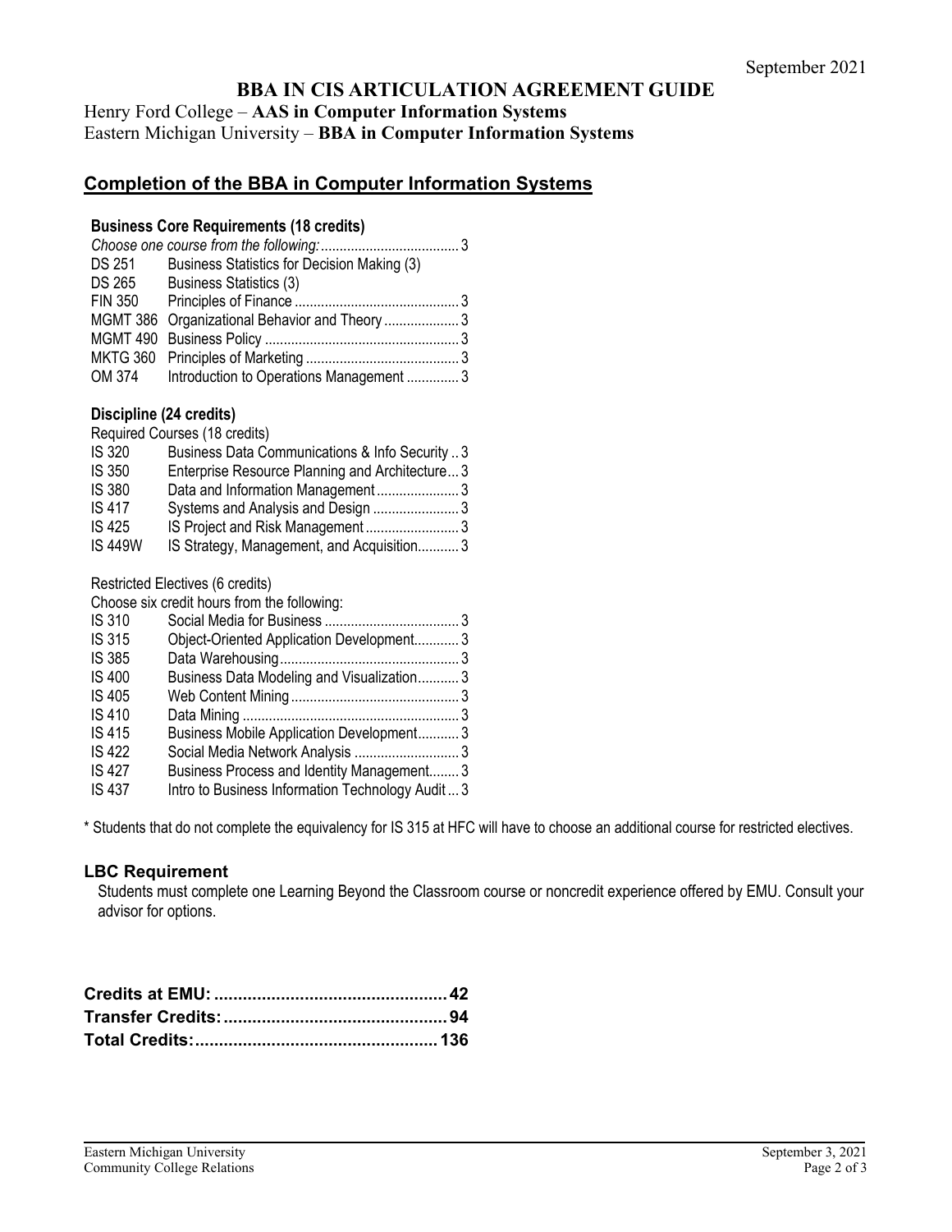September 2021

# BBA IN CIS ARTICULATION AGREEMENT GUIDE

Henry Ford College – **AAS in Computer Information Systems**
Eastern Michigan University – **BBA in Computer Information Systems**

## Completion of the BBA in Computer Information Systems

### Business Core Requirements (18 credits)

| | | |
|---|---|---|
| *Choose one course from the following:* | | 3 |
| DS 251 | Business Statistics for Decision Making (3) | |
| DS 265 | Business Statistics (3) | |
| FIN 350 | Principles of Finance | 3 |
| MGMT 386 | Organizational Behavior and Theory | 3 |
| MGMT 490 | Business Policy | 3 |
| MKTG 360 | Principles of Marketing | 3 |
| OM 374 | Introduction to Operations Management | 3 |

### Discipline (24 credits)

Required Courses (18 credits)

| | | |
|---|---|---|
| IS 320 | Business Data Communications & Info Security | 3 |
| IS 350 | Enterprise Resource Planning and Architecture | 3 |
| IS 380 | Data and Information Management | 3 |
| IS 417 | Systems and Analysis and Design | 3 |
| IS 425 | IS Project and Risk Management | 3 |
| IS 449W | IS Strategy, Management, and Acquisition | 3 |

Restricted Electives (6 credits)

Choose six credit hours from the following:

| | | |
|---|---|---|
| IS 310 | Social Media for Business | 3 |
| IS 315 | Object-Oriented Application Development | 3 |
| IS 385 | Data Warehousing | 3 |
| IS 400 | Business Data Modeling and Visualization | 3 |
| IS 405 | Web Content Mining | 3 |
| IS 410 | Data Mining | 3 |
| IS 415 | Business Mobile Application Development | 3 |
| IS 422 | Social Media Network Analysis | 3 |
| IS 427 | Business Process and Identity Management | 3 |
| IS 437 | Intro to Business Information Technology Audit | 3 |

* Students that do not complete the equivalency for IS 315 at HFC will have to choose an additional course for restricted electives.

### LBC Requirement

Students must complete one Learning Beyond the Classroom course or noncredit experience offered by EMU. Consult your advisor for options.

| | |
|---|---|
| **Credits at EMU:** | **42** |
| **Transfer Credits:** | **94** |
| **Total Credits:** | **136** |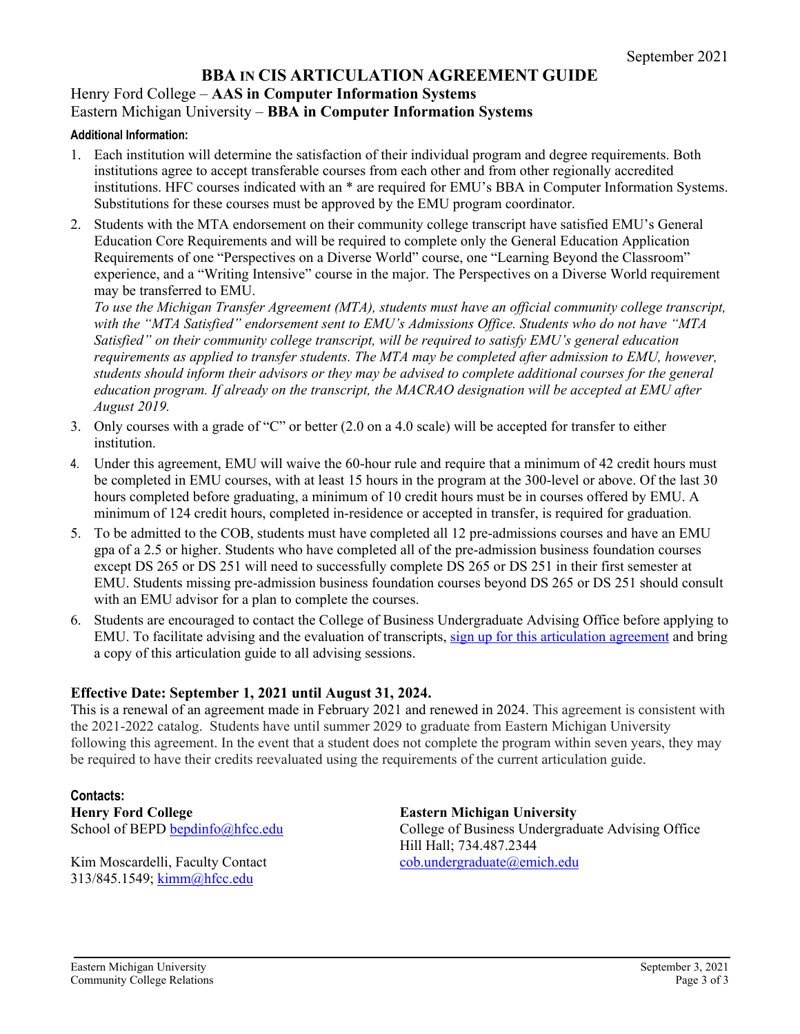September 2021

# BBA IN CIS ARTICULATION AGREEMENT GUIDE

Henry Ford College – **AAS in Computer Information Systems**
Eastern Michigan University – **BBA in Computer Information Systems**

**Additional Information:**

1. Each institution will determine the satisfaction of their individual program and degree requirements. Both institutions agree to accept transferable courses from each other and from other regionally accredited institutions. HFC courses indicated with an * are required for EMU's BBA in Computer Information Systems. Substitutions for these courses must be approved by the EMU program coordinator.
2. Students with the MTA endorsement on their community college transcript have satisfied EMU's General Education Core Requirements and will be required to complete only the General Education Application Requirements of one "Perspectives on a Diverse World" course, one "Learning Beyond the Classroom" experience, and a "Writing Intensive" course in the major. The Perspectives on a Diverse World requirement may be transferred to EMU.
   *To use the Michigan Transfer Agreement (MTA), students must have an official community college transcript, with the "MTA Satisfied" endorsement sent to EMU's Admissions Office. Students who do not have "MTA Satisfied" on their community college transcript, will be required to satisfy EMU's general education requirements as applied to transfer students. The MTA may be completed after admission to EMU, however, students should inform their advisors or they may be advised to complete additional courses for the general education program. If already on the transcript, the MACRAO designation will be accepted at EMU after August 2019.*
3. Only courses with a grade of "C" or better (2.0 on a 4.0 scale) will be accepted for transfer to either institution.
4. Under this agreement, EMU will waive the 60-hour rule and require that a minimum of 42 credit hours must be completed in EMU courses, with at least 15 hours in the program at the 300-level or above. Of the last 30 hours completed before graduating, a minimum of 10 credit hours must be in courses offered by EMU. A minimum of 124 credit hours, completed in-residence or accepted in transfer, is required for graduation.
5. To be admitted to the COB, students must have completed all 12 pre-admissions courses and have an EMU gpa of a 2.5 or higher. Students who have completed all of the pre-admission business foundation courses except DS 265 or DS 251 will need to successfully complete DS 265 or DS 251 in their first semester at EMU. Students missing pre-admission business foundation courses beyond DS 265 or DS 251 should consult with an EMU advisor for a plan to complete the courses.
6. Students are encouraged to contact the College of Business Undergraduate Advising Office before applying to EMU. To facilitate advising and the evaluation of transcripts, sign up for this articulation agreement and bring a copy of this articulation guide to all advising sessions.

## Effective Date: September 1, 2021 until August 31, 2024.

This is a renewal of an agreement made in February 2021 and renewed in 2024. This agreement is consistent with the 2021-2022 catalog. Students have until summer 2029 to graduate from Eastern Michigan University following this agreement. In the event that a student does not complete the program within seven years, they may be required to have their credits reevaluated using the requirements of the current articulation guide.

**Contacts:**

**Henry Ford College**
School of BEPD bepdinfo@hfcc.edu

Kim Moscardelli, Faculty Contact
313/845.1549; kimm@hfcc.edu

**Eastern Michigan University**
College of Business Undergraduate Advising Office
Hill Hall; 734.487.2344
cob.undergraduate@emich.edu